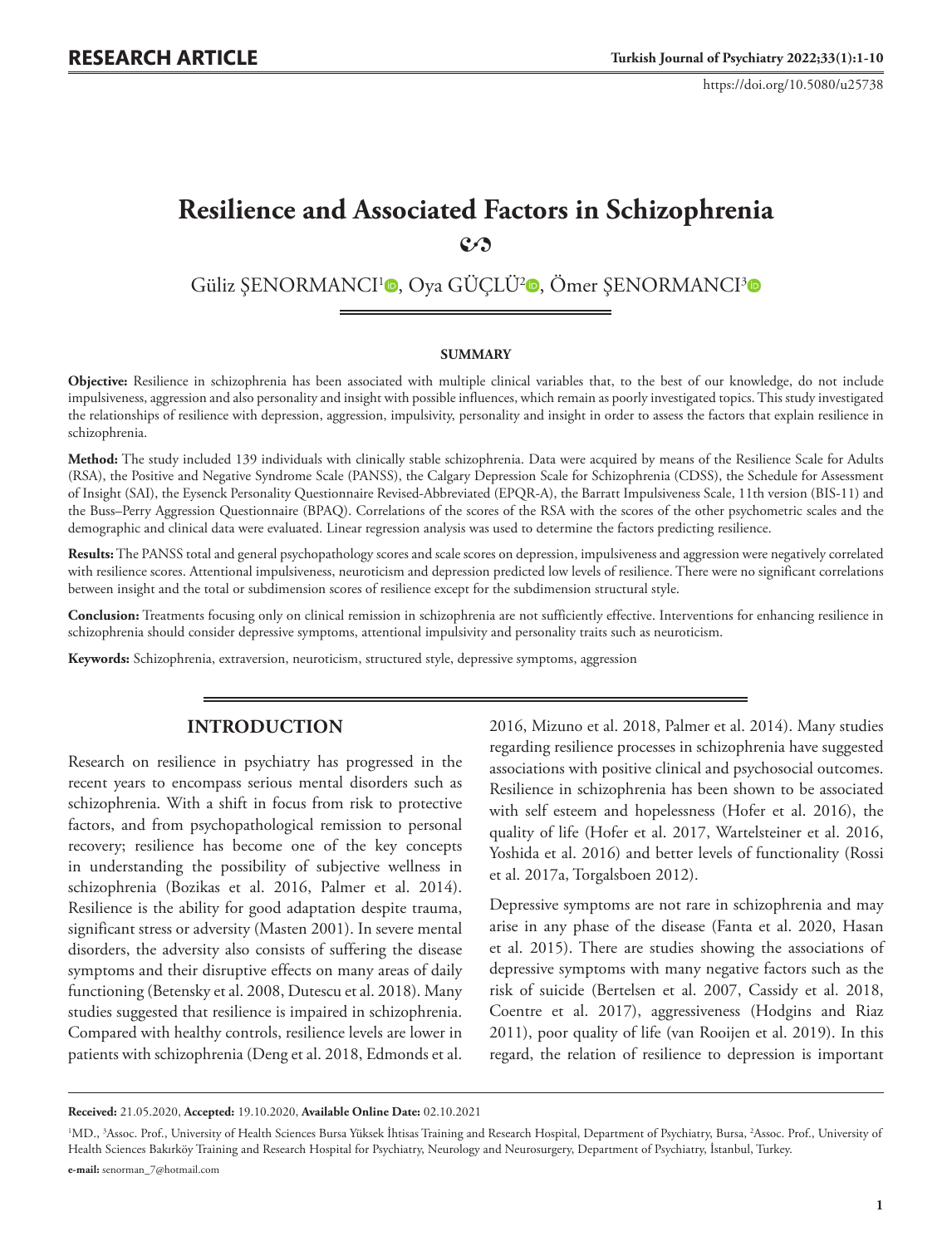RESEARCH ARTICLE

https://doi.org/10.5080/u25738

# Resilience and Associated Factors in Schizophrenia

Güliz ŞENORMANCI[1], Oya GÜÇLÜ[2], Ömer ŞENORMANCI[3]

## SUMMARY

**Objective:** Resilience in schizophrenia has been associated with multiple clinical variables that, to the best of our knowledge, do not include impulsiveness, aggression and also personality and insight with possible influences, which remain as poorly investigated topics. This study investigated the relationships of resilience with depression, aggression, impulsivity, personality and insight in order to assess the factors that explain resilience in schizophrenia.

**Method:** The study included 139 individuals with clinically stable schizophrenia. Data were acquired by means of the Resilience Scale for Adults (RSA), the Positive and Negative Syndrome Scale (PANSS), the Calgary Depression Scale for Schizophrenia (CDSS), the Schedule for Assessment of Insight (SAI), the Eysenck Personality Questionnaire Revised-Abbreviated (EPQR-A), the Barratt Impulsiveness Scale, 11th version (BIS-11) and the Buss–Perry Aggression Questionnaire (BPAQ). Correlations of the scores of the RSA with the scores of the other psychometric scales and the demographic and clinical data were evaluated. Linear regression analysis was used to determine the factors predicting resilience.

**Results:** The PANSS total and general psychopathology scores and scale scores on depression, impulsiveness and aggression were negatively correlated with resilience scores. Attentional impulsiveness, neuroticism and depression predicted low levels of resilience. There were no significant correlations between insight and the total or subdimension scores of resilience except for the subdimension structural style.

**Conclusion:** Treatments focusing only on clinical remission in schizophrenia are not sufficiently effective. Interventions for enhancing resilience in schizophrenia should consider depressive symptoms, attentional impulsivity and personality traits such as neuroticism.

**Keywords:** Schizophrenia, extraversion, neuroticism, structured style, depressive symptoms, aggression

## INTRODUCTION

Research on resilience in psychiatry has progressed in the recent years to encompass serious mental disorders such as schizophrenia. With a shift in focus from risk to protective factors, and from psychopathological remission to personal recovery; resilience has become one of the key concepts in understanding the possibility of subjective wellness in schizophrenia (Bozikas et al. 2016, Palmer et al. 2014). Resilience is the ability for good adaptation despite trauma, significant stress or adversity (Masten 2001). In severe mental disorders, the adversity also consists of suffering the disease symptoms and their disruptive effects on many areas of daily functioning (Betensky et al. 2008, Dutescu et al. 2018). Many studies suggested that resilience is impaired in schizophrenia. Compared with healthy controls, resilience levels are lower in patients with schizophrenia (Deng et al. 2018, Edmonds et al. 2016, Mizuno et al. 2018, Palmer et al. 2014). Many studies regarding resilience processes in schizophrenia have suggested associations with positive clinical and psychosocial outcomes. Resilience in schizophrenia has been shown to be associated with self esteem and hopelessness (Hofer et al. 2016), the quality of life (Hofer et al. 2017, Wartelsteiner et al. 2016, Yoshida et al. 2016) and better levels of functionality (Rossi et al. 2017a, Torgalsboen 2012).

Depressive symptoms are not rare in schizophrenia and may arise in any phase of the disease (Fanta et al. 2020, Hasan et al. 2015). There are studies showing the associations of depressive symptoms with many negative factors such as the risk of suicide (Bertelsen et al. 2007, Cassidy et al. 2018, Coentre et al. 2017), aggressiveness (Hodgins and Riaz 2011), poor quality of life (van Rooijen et al. 2019). In this regard, the relation of resilience to depression is important

**Received:** 21.05.2020, **Accepted:** 19.10.2020, **Available Online Date:** 02.10.2021

[1]MD., [3]Assoc. Prof., University of Health Sciences Bursa Yüksek İhtisas Training and Research Hospital, Department of Psychiatry, Bursa, [2]Assoc. Prof., University of Health Sciences Bakırköy Training and Research Hospital for Psychiatry, Neurology and Neurosurgery, Department of Psychiatry, İstanbul, Turkey.

**e-mail:** senorman_7@hotmail.com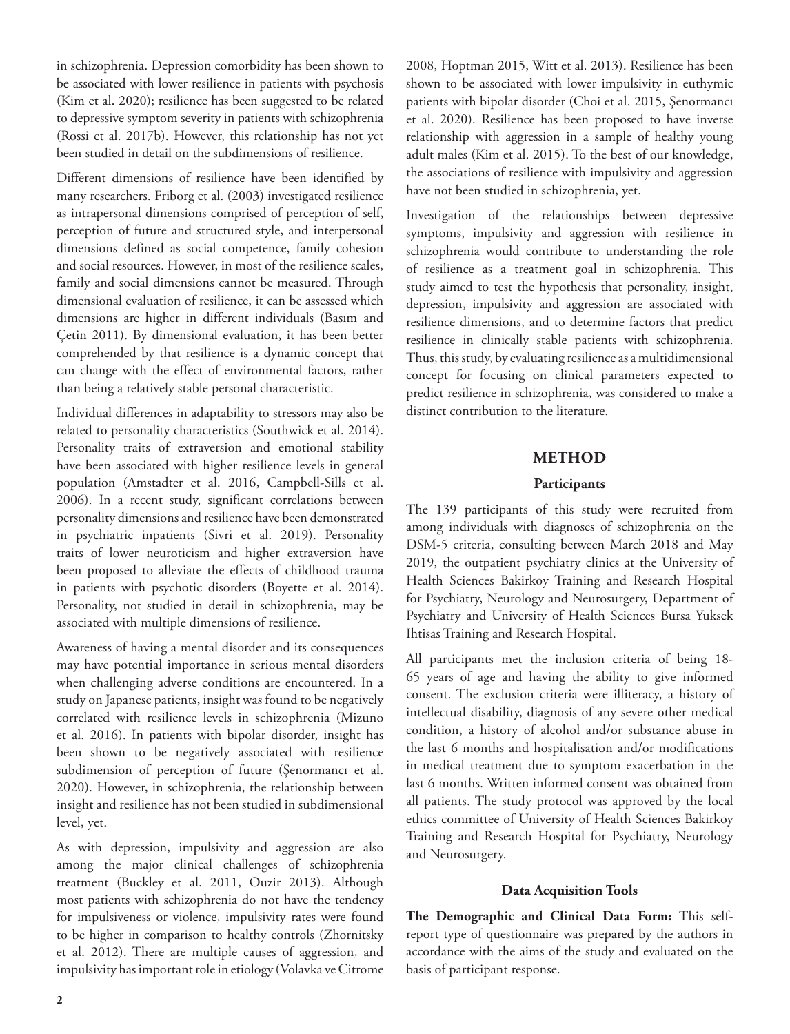in schizophrenia. Depression comorbidity has been shown to be associated with lower resilience in patients with psychosis (Kim et al. 2020); resilience has been suggested to be related to depressive symptom severity in patients with schizophrenia (Rossi et al. 2017b). However, this relationship has not yet been studied in detail on the subdimensions of resilience.

Different dimensions of resilience have been identified by many researchers. Friborg et al. (2003) investigated resilience as intrapersonal dimensions comprised of perception of self, perception of future and structured style, and interpersonal dimensions defined as social competence, family cohesion and social resources. However, in most of the resilience scales, family and social dimensions cannot be measured. Through dimensional evaluation of resilience, it can be assessed which dimensions are higher in different individuals (Basım and Çetin 2011). By dimensional evaluation, it has been better comprehended by that resilience is a dynamic concept that can change with the effect of environmental factors, rather than being a relatively stable personal characteristic.

Individual differences in adaptability to stressors may also be related to personality characteristics (Southwick et al. 2014). Personality traits of extraversion and emotional stability have been associated with higher resilience levels in general population (Amstadter et al. 2016, Campbell-Sills et al. 2006). In a recent study, significant correlations between personality dimensions and resilience have been demonstrated in psychiatric inpatients (Sivri et al. 2019). Personality traits of lower neuroticism and higher extraversion have been proposed to alleviate the effects of childhood trauma in patients with psychotic disorders (Boyette et al. 2014). Personality, not studied in detail in schizophrenia, may be associated with multiple dimensions of resilience.

Awareness of having a mental disorder and its consequences may have potential importance in serious mental disorders when challenging adverse conditions are encountered. In a study on Japanese patients, insight was found to be negatively correlated with resilience levels in schizophrenia (Mizuno et al. 2016). In patients with bipolar disorder, insight has been shown to be negatively associated with resilience subdimension of perception of future (Şenormancı et al. 2020). However, in schizophrenia, the relationship between insight and resilience has not been studied in subdimensional level, yet.

As with depression, impulsivity and aggression are also among the major clinical challenges of schizophrenia treatment (Buckley et al. 2011, Ouzir 2013). Although most patients with schizophrenia do not have the tendency for impulsiveness or violence, impulsivity rates were found to be higher in comparison to healthy controls (Zhornitsky et al. 2012). There are multiple causes of aggression, and impulsivity has important role in etiology (Volavka ve Citrome 2008, Hoptman 2015, Witt et al. 2013). Resilience has been shown to be associated with lower impulsivity in euthymic patients with bipolar disorder (Choi et al. 2015, Şenormancı et al. 2020). Resilience has been proposed to have inverse relationship with aggression in a sample of healthy young adult males (Kim et al. 2015). To the best of our knowledge, the associations of resilience with impulsivity and aggression have not been studied in schizophrenia, yet.

Investigation of the relationships between depressive symptoms, impulsivity and aggression with resilience in schizophrenia would contribute to understanding the role of resilience as a treatment goal in schizophrenia. This study aimed to test the hypothesis that personality, insight, depression, impulsivity and aggression are associated with resilience dimensions, and to determine factors that predict resilience in clinically stable patients with schizophrenia. Thus, this study, by evaluating resilience as a multidimensional concept for focusing on clinical parameters expected to predict resilience in schizophrenia, was considered to make a distinct contribution to the literature.

## METHOD

### Participants

The 139 participants of this study were recruited from among individuals with diagnoses of schizophrenia on the DSM-5 criteria, consulting between March 2018 and May 2019, the outpatient psychiatry clinics at the University of Health Sciences Bakirkoy Training and Research Hospital for Psychiatry, Neurology and Neurosurgery, Department of Psychiatry and University of Health Sciences Bursa Yuksek Ihtisas Training and Research Hospital.

All participants met the inclusion criteria of being 18-65 years of age and having the ability to give informed consent. The exclusion criteria were illiteracy, a history of intellectual disability, diagnosis of any severe other medical condition, a history of alcohol and/or substance abuse in the last 6 months and hospitalisation and/or modifications in medical treatment due to symptom exacerbation in the last 6 months. Written informed consent was obtained from all patients. The study protocol was approved by the local ethics committee of University of Health Sciences Bakirkoy Training and Research Hospital for Psychiatry, Neurology and Neurosurgery.

### Data Acquisition Tools

**The Demographic and Clinical Data Form:** This self-report type of questionnaire was prepared by the authors in accordance with the aims of the study and evaluated on the basis of participant response.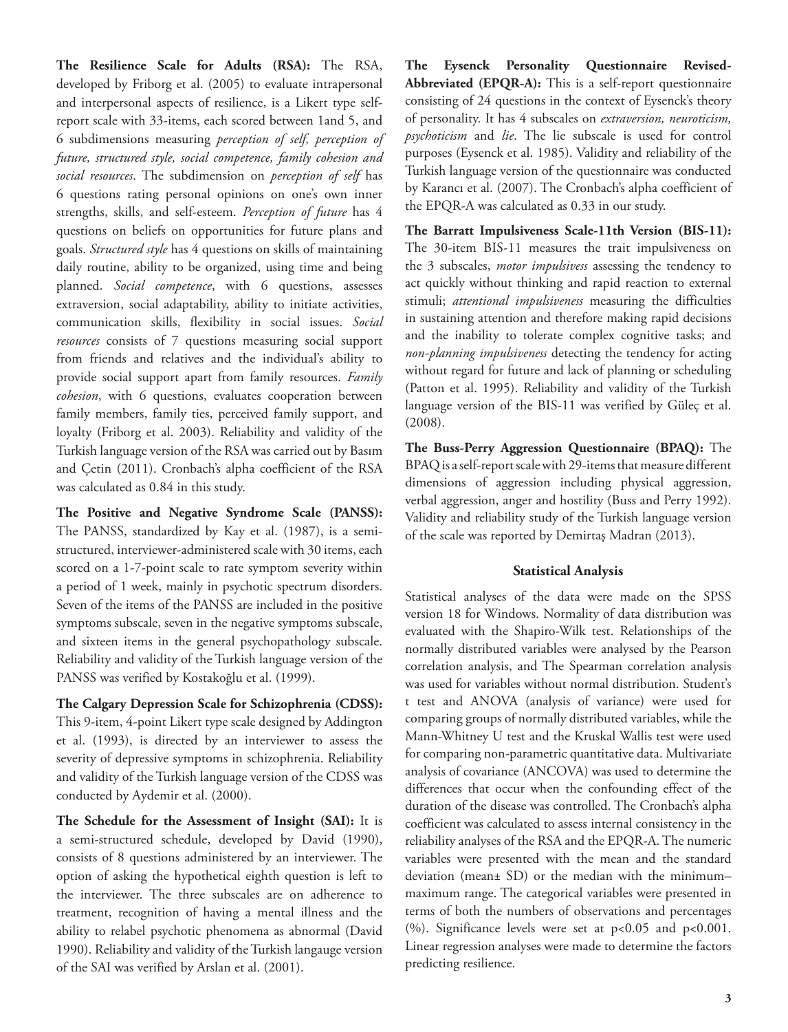**The Resilience Scale for Adults (RSA):** The RSA, developed by Friborg et al. (2005) to evaluate intrapersonal and interpersonal aspects of resilience, is a Likert type self-report scale with 33-items, each scored between 1and 5, and 6 subdimensions measuring *perception of self, perception of future, structured style, social competence, family cohesion and social resources*. The subdimension on *perception of self* has 6 questions rating personal opinions on one's own inner strengths, skills, and self-esteem. *Perception of future* has 4 questions on beliefs on opportunities for future plans and goals. *Structured style* has 4 questions on skills of maintaining daily routine, ability to be organized, using time and being planned. *Social competence*, with 6 questions, assesses extraversion, social adaptability, ability to initiate activities, communication skills, flexibility in social issues. *Social resources* consists of 7 questions measuring social support from friends and relatives and the individual's ability to provide social support apart from family resources. *Family cohesion*, with 6 questions, evaluates cooperation between family members, family ties, perceived family support, and loyalty (Friborg et al. 2003). Reliability and validity of the Turkish language version of the RSA was carried out by Basım and Çetin (2011). Cronbach's alpha coefficient of the RSA was calculated as 0.84 in this study.

**The Positive and Negative Syndrome Scale (PANSS):** The PANSS, standardized by Kay et al. (1987), is a semi-structured, interviewer-administered scale with 30 items, each scored on a 1-7-point scale to rate symptom severity within a period of 1 week, mainly in psychotic spectrum disorders. Seven of the items of the PANSS are included in the positive symptoms subscale, seven in the negative symptoms subscale, and sixteen items in the general psychopathology subscale. Reliability and validity of the Turkish language version of the PANSS was verified by Kostakoğlu et al. (1999).

**The Calgary Depression Scale for Schizophrenia (CDSS):** This 9-item, 4-point Likert type scale designed by Addington et al. (1993), is directed by an interviewer to assess the severity of depressive symptoms in schizophrenia. Reliability and validity of the Turkish language version of the CDSS was conducted by Aydemir et al. (2000).

**The Schedule for the Assessment of Insight (SAI):** It is a semi-structured schedule, developed by David (1990), consists of 8 questions administered by an interviewer. The option of asking the hypothetical eighth question is left to the interviewer. The three subscales are on adherence to treatment, recognition of having a mental illness and the ability to relabel psychotic phenomena as abnormal (David 1990). Reliability and validity of the Turkish langauge version of the SAI was verified by Arslan et al. (2001).

**The Eysenck Personality Questionnaire Revised-Abbreviated (EPQR-A):** This is a self-report questionnaire consisting of 24 questions in the context of Eysenck's theory of personality. It has 4 subscales on *extraversion, neuroticism, psychoticism* and *lie*. The lie subscale is used for control purposes (Eysenck et al. 1985). Validity and reliability of the Turkish language version of the questionnaire was conducted by Karancı et al. (2007). The Cronbach's alpha coefficient of the EPQR-A was calculated as 0.33 in our study.

**The Barratt Impulsiveness Scale-11th Version (BIS-11):** The 30-item BIS-11 measures the trait impulsiveness on the 3 subscales, *motor impulsivess* assessing the tendency to act quickly without thinking and rapid reaction to external stimuli; *attentional impulsiveness* measuring the difficulties in sustaining attention and therefore making rapid decisions and the inability to tolerate complex cognitive tasks; and *non-planning impulsiveness* detecting the tendency for acting without regard for future and lack of planning or scheduling (Patton et al. 1995). Reliability and validity of the Turkish language version of the BIS-11 was verified by Güleç et al. (2008).

**The Buss-Perry Aggression Questionnaire (BPAQ):** The BPAQ is a self-report scale with 29-items that measure different dimensions of aggression including physical aggression, verbal aggression, anger and hostility (Buss and Perry 1992). Validity and reliability study of the Turkish language version of the scale was reported by Demirtaş Madran (2013).

### Statistical Analysis

Statistical analyses of the data were made on the SPSS version 18 for Windows. Normality of data distribution was evaluated with the Shapiro-Wilk test. Relationships of the normally distributed variables were analysed by the Pearson correlation analysis, and The Spearman correlation analysis was used for variables without normal distribution. Student's t test and ANOVA (analysis of variance) were used for comparing groups of normally distributed variables, while the Mann-Whitney U test and the Kruskal Wallis test were used for comparing non-parametric quantitative data. Multivariate analysis of covariance (ANCOVA) was used to determine the differences that occur when the confounding effect of the duration of the disease was controlled. The Cronbach's alpha coefficient was calculated to assess internal consistency in the reliability analyses of the RSA and the EPQR-A. The numeric variables were presented with the mean and the standard deviation (mean± SD) or the median with the minimum–maximum range. The categorical variables were presented in terms of both the numbers of observations and percentages (%). Significance levels were set at $p<0.05$ and $p<0.001$. Linear regression analyses were made to determine the factors predicting resilience.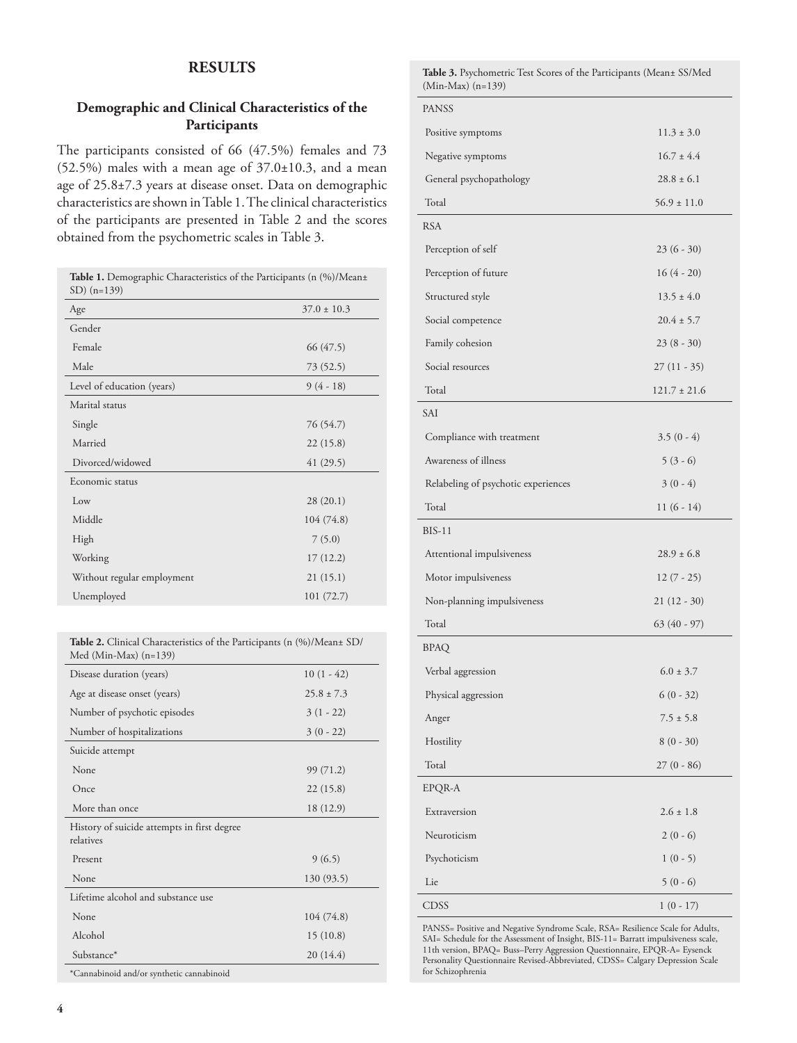## RESULTS

### Demographic and Clinical Characteristics of the Participants

The participants consisted of 66 (47.5%) females and 73 (52.5%) males with a mean age of 37.0±10.3, and a mean age of 25.8±7.3 years at disease onset. Data on demographic characteristics are shown in Table 1. The clinical characteristics of the participants are presented in Table 2 and the scores obtained from the psychometric scales in Table 3.

**Table 1.** Demographic Characteristics of the Participants (n (%)/Mean± SD) (n=139)

| | |
|---|---|
| Age | 37.0 ± 10.3 |
| Gender | |
| Female | 66 (47.5) |
| Male | 73 (52.5) |
| Level of education (years) | 9 (4 - 18) |
| Marital status | |
| Single | 76 (54.7) |
| Married | 22 (15.8) |
| Divorced/widowed | 41 (29.5) |
| Economic status | |
| Low | 28 (20.1) |
| Middle | 104 (74.8) |
| High | 7 (5.0) |
| Working | 17 (12.2) |
| Without regular employment | 21 (15.1) |
| Unemployed | 101 (72.7) |

**Table 2.** Clinical Characteristics of the Participants (n (%)/Mean± SD/ Med (Min-Max) (n=139)

| | |
|---|---|
| Disease duration (years) | 10 (1 - 42) |
| Age at disease onset (years) | 25.8 ± 7.3 |
| Number of psychotic episodes | 3 (1 - 22) |
| Number of hospitalizations | 3 (0 - 22) |
| Suicide attempt | |
| None | 99 (71.2) |
| Once | 22 (15.8) |
| More than once | 18 (12.9) |
| History of suicide attempts in first degree relatives | |
| Present | 9 (6.5) |
| None | 130 (93.5) |
| Lifetime alcohol and substance use | |
| None | 104 (74.8) |
| Alcohol | 15 (10.8) |
| Substance* | 20 (14.4) |

*Cannabinoid and/or synthetic cannabinoid

**Table 3.** Psychometric Test Scores of the Participants (Mean± SS/Med (Min-Max) (n=139)

| | |
|---|---|
| PANSS | |
| Positive symptoms | 11.3 ± 3.0 |
| Negative symptoms | 16.7 ± 4.4 |
| General psychopathology | 28.8 ± 6.1 |
| Total | 56.9 ± 11.0 |
| RSA | |
| Perception of self | 23 (6 - 30) |
| Perception of future | 16 (4 - 20) |
| Structured style | 13.5 ± 4.0 |
| Social competence | 20.4 ± 5.7 |
| Family cohesion | 23 (8 - 30) |
| Social resources | 27 (11 - 35) |
| Total | 121.7 ± 21.6 |
| SAI | |
| Compliance with treatment | 3.5 (0 - 4) |
| Awareness of illness | 5 (3 - 6) |
| Relabeling of psychotic experiences | 3 (0 - 4) |
| Total | 11 (6 - 14) |
| BIS-11 | |
| Attentional impulsiveness | 28.9 ± 6.8 |
| Motor impulsiveness | 12 (7 - 25) |
| Non-planning impulsiveness | 21 (12 - 30) |
| Total | 63 (40 - 97) |
| BPAQ | |
| Verbal aggression | 6.0 ± 3.7 |
| Physical aggression | 6 (0 - 32) |
| Anger | 7.5 ± 5.8 |
| Hostility | 8 (0 - 30) |
| Total | 27 (0 - 86) |
| EPQR-A | |
| Extraversion | 2.6 ± 1.8 |
| Neuroticism | 2 (0 - 6) |
| Psychoticism | 1 (0 - 5) |
| Lie | 5 (0 - 6) |
| CDSS | 1 (0 - 17) |

PANSS= Positive and Negative Syndrome Scale, RSA= Resilience Scale for Adults, SAI= Schedule for the Assessment of Insight, BIS-11= Barratt impulsiveness scale, 11th version, BPAQ= Buss–Perry Aggression Questionnaire, EPQR-A= Eysenck Personality Questionnaire Revised-Abbreviated, CDSS= Calgary Depression Scale for Schizophrenia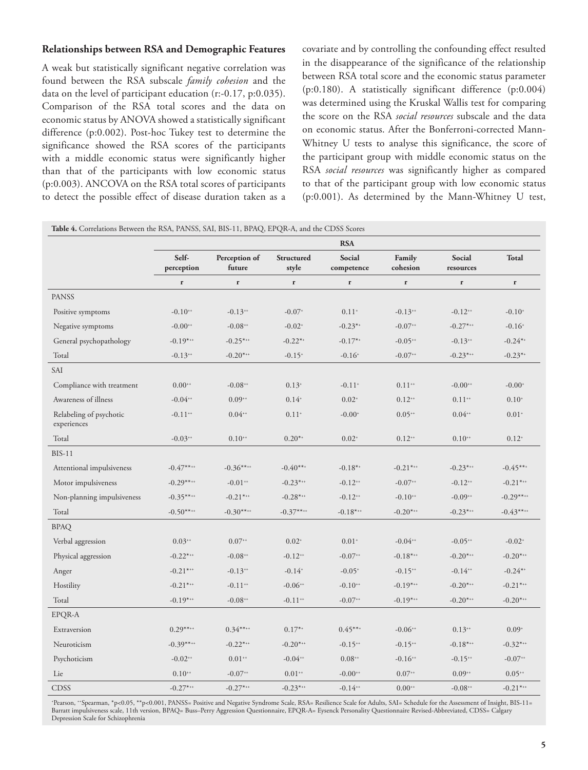### Relationships between RSA and Demographic Features

A weak but statistically significant negative correlation was found between the RSA subscale *family cohesion* and the data on the level of participant education (r:-0.17, p:0.035). Comparison of the RSA total scores and the data on economic status by ANOVA showed a statistically significant difference (p:0.002). Post-hoc Tukey test to determine the significance showed the RSA scores of the participants with a middle economic status were significantly higher than that of the participants with low economic status (p:0.003). ANCOVA on the RSA total scores of participants to detect the possible effect of disease duration taken as a covariate and by controlling the confounding effect resulted in the disappearance of the significance of the relationship between RSA total score and the economic status parameter (p:0.180). A statistically significant difference (p:0.004) was determined using the Kruskal Wallis test for comparing the score on the RSA *social resources* subscale and the data on economic status. After the Bonferroni-corrected Mann-Whitney U tests to analyse this significance, the score of the participant group with middle economic status on the RSA *social resources* was significantly higher as compared to that of the participant group with low economic status (p:0.001). As determined by the Mann-Whitney U test,

**Table 4.** Correlations Between the RSA, PANSS, SAI, BIS-11, BPAQ, EPQR-A, and the CDSS Scores

| | RSA | | | | | | |
|---|---|---|---|---|---|---|---|
| | Self-perception | Perception of future | Structured style | Social competence | Family cohesion | Social resources | Total |
| | r | r | r | r | r | r | r |
| **PANSS** | | | | | | | |
| Positive symptoms | -0.10++ | -0.13++ | -0.07+ | 0.11+ | -0.13++ | -0.12++ | -0.10+ |
| Negative symptoms | -0.00++ | -0.08++ | -0.02+ | -0.23*+ | -0.07++ | -0.27*++ | -0.16+ |
| General psychopathology | -0.19*++ | -0.25*++ | -0.22*+ | -0.17*+ | -0.05++ | -0.13++ | -0.24*+ |
| Total | -0.13++ | -0.20*++ | -0.15+ | -0.16+ | -0.07++ | -0.23*++ | -0.23*+ |
| **SAI** | | | | | | | |
| Compliance with treatment | 0.00++ | -0.08++ | 0.13+ | -0.11+ | 0.11++ | -0.00++ | -0.00+ |
| Awareness of illness | -0.04++ | 0.09++ | 0.14+ | 0.02+ | 0.12++ | 0.11++ | 0.10+ |
| Relabeling of psychotic experiences | -0.11++ | 0.04++ | 0.11+ | -0.00+ | 0.05++ | 0.04++ | 0.01+ |
| Total | -0.03++ | 0.10++ | 0.20*+ | 0.02+ | 0.12++ | 0.10++ | 0.12+ |
| **BIS-11** | | | | | | | |
| Attentional impulsiveness | -0.47**++ | -0.36**++ | -0.40**+ | -0.18*+ | -0.21*++ | -0.23*++ | -0.45**+ |
| Motor impulsiveness | -0.29**++ | -0.01++ | -0.23*++ | -0.12++ | -0.07++ | -0.12++ | -0.21*++ |
| Non-planning impulsiveness | -0.35**++ | -0.21*++ | -0.28*++ | -0.12++ | -0.10++ | -0.09++ | -0.29**++ |
| Total | -0.50**++ | -0.30**++ | -0.37**++ | -0.18*++ | -0.20*++ | -0.23*++ | -0.43**++ |
| **BPAQ** | | | | | | | |
| Verbal aggression | 0.03++ | 0.07++ | 0.02+ | 0.01+ | -0.04++ | -0.05++ | -0.02+ |
| Physical aggression | -0.22*++ | -0.08++ | -0.12++ | -0.07++ | -0.18*++ | -0.20*++ | -0.20*++ |
| Anger | -0.21*++ | -0.13++ | -0.14+ | -0.05+ | -0.15++ | -0.14++ | -0.24*+ |
| Hostility | -0.21*++ | -0.11++ | -0.06++ | -0.10++ | -0.19*++ | -0.20*++ | -0.21*++ |
| Total | -0.19*++ | -0.08++ | -0.11++ | -0.07++ | -0.19*++ | -0.20*++ | -0.20*++ |
| **EPQR-A** | | | | | | | |
| Extraversion | 0.29**++ | 0.34**++ | 0.17*+ | 0.45**+ | -0.06++ | 0.13++ | 0.09+ |
| Neuroticism | -0.39**++ | -0.22*++ | -0.20*++ | -0.15++ | -0.15++ | -0.18*++ | -0.32*++ |
| Psychoticism | -0.02++ | 0.01++ | -0.04++ | 0.08++ | -0.16++ | -0.15++ | -0.07++ |
| Lie | 0.10++ | -0.07++ | 0.01++ | -0.00++ | 0.07++ | 0.09++ | 0.05++ |
| **CDSS** | -0.27*++ | -0.27*++ | -0.23*++ | -0.14++ | 0.00++ | -0.08++ | -0.21*++ |

+Pearson, ++Spearman, *p<0.05, **p<0.001, PANSS= Positive and Negative Syndrome Scale, RSA= Resilience Scale for Adults, SAI= Schedule for the Assessment of Insight, BIS-11= Barratt impulsiveness scale, 11th version, BPAQ= Buss–Perry Aggression Questionnaire, EPQR-A= Eysenck Personality Questionnaire Revised-Abbreviated, CDSS= Calgary Depression Scale for Schizophrenia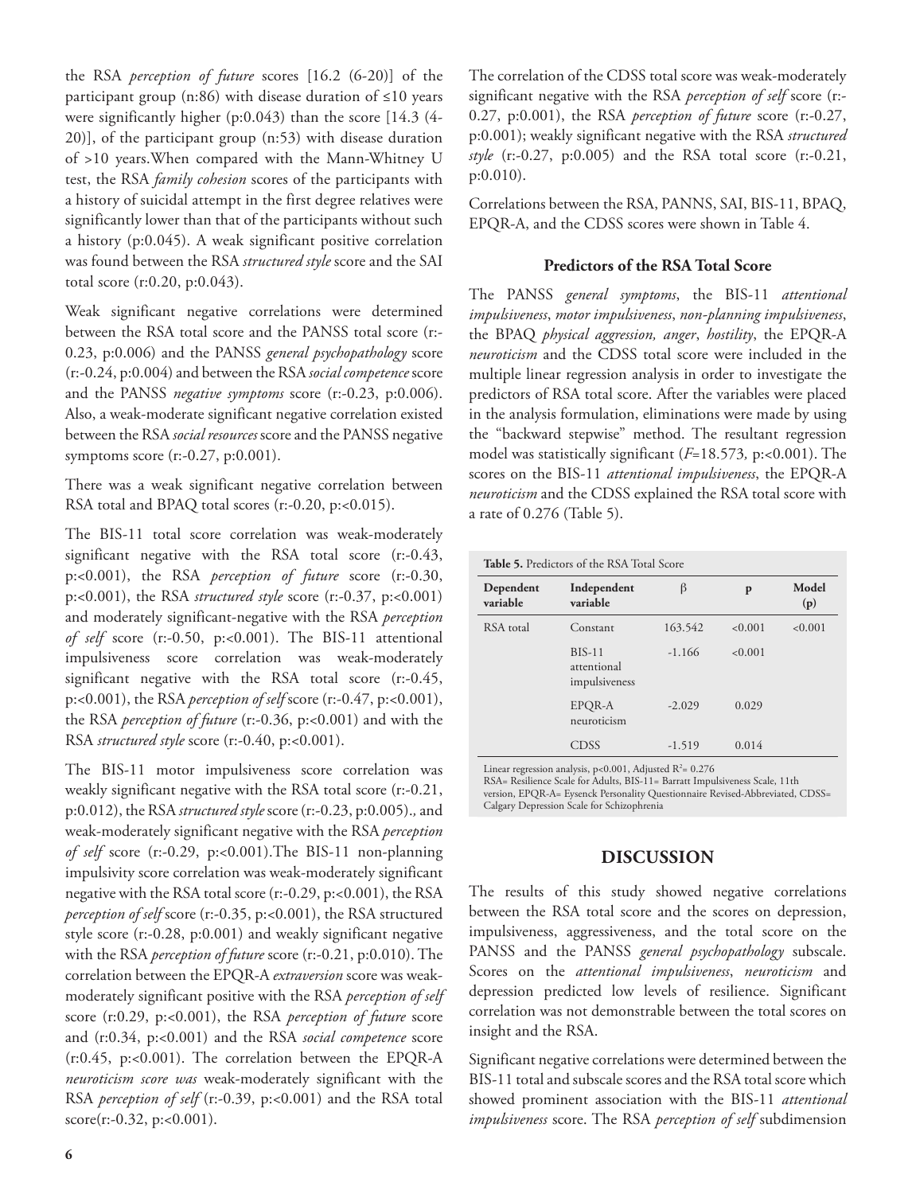the RSA *perception of future* scores [16.2 (6-20)] of the participant group (n:86) with disease duration of ≤10 years were significantly higher (p:0.043) than the score [14.3 (4-20)], of the participant group (n:53) with disease duration of >10 years.When compared with the Mann-Whitney U test, the RSA *family cohesion* scores of the participants with a history of suicidal attempt in the first degree relatives were significantly lower than that of the participants without such a history (p:0.045). A weak significant positive correlation was found between the RSA *structured style* score and the SAI total score (r:0.20, p:0.043).

Weak significant negative correlations were determined between the RSA total score and the PANSS total score (r:-0.23, p:0.006) and the PANSS *general psychopathology* score (r:-0.24, p:0.004) and between the RSA *social competence* score and the PANSS *negative symptoms* score (r:-0.23, p:0.006). Also, a weak-moderate significant negative correlation existed between the RSA *social resources* score and the PANSS negative symptoms score (r:-0.27, p:0.001).

There was a weak significant negative correlation between RSA total and BPAQ total scores (r:-0.20, p:<0.015).

The BIS-11 total score correlation was weak-moderately significant negative with the RSA total score (r:-0.43, p:<0.001), the RSA *perception of future* score (r:-0.30, p:<0.001), the RSA *structured style* score (r:-0.37, p:<0.001) and moderately significant-negative with the RSA *perception of self* score (r:-0.50, p:<0.001). The BIS-11 attentional impulsiveness score correlation was weak-moderately significant negative with the RSA total score (r:-0.45, p:<0.001), the RSA *perception of self* score (r:-0.47, p:<0.001), the RSA *perception of future* (r:-0.36, p:<0.001) and with the RSA *structured style* score (r:-0.40, p:<0.001).

The BIS-11 motor impulsiveness score correlation was weakly significant negative with the RSA total score (r:-0.21, p:0.012), the RSA *structured style* score (r:-0.23, p:0.005)., and weak-moderately significant negative with the RSA *perception of self* score (r:-0.29, p:<0.001).The BIS-11 non-planning impulsivity score correlation was weak-moderately significant negative with the RSA total score (r:-0.29, p:<0.001), the RSA *perception of self* score (r:-0.35, p:<0.001), the RSA structured style score (r:-0.28, p:0.001) and weakly significant negative with the RSA *perception of future* score (r:-0.21, p:0.010). The correlation between the EPQR-A *extraversion* score was weak-moderately significant positive with the RSA *perception of self* score (r:0.29, p:<0.001), the RSA *perception of future* score and (r:0.34, p:<0.001) and the RSA *social competence* score (r:0.45, p:<0.001). The correlation between the EPQR-A *neuroticism score was* weak-moderately significant with the RSA *perception of self* (r:-0.39, p:<0.001) and the RSA total score(r:-0.32, p:<0.001).

The correlation of the CDSS total score was weak-moderately significant negative with the RSA *perception of self* score (r:-0.27, p:0.001), the RSA *perception of future* score (r:-0.27, p:0.001); weakly significant negative with the RSA *structured style* (r:-0.27, p:0.005) and the RSA total score (r:-0.21, p:0.010).

Correlations between the RSA, PANNS, SAI, BIS-11, BPAQ, EPQR-A, and the CDSS scores were shown in Table 4.

### Predictors of the RSA Total Score

The PANSS *general symptoms*, the BIS-11 *attentional impulsiveness*, *motor impulsiveness*, *non-planning impulsiveness*, the BPAQ *physical aggression, anger*, *hostility*, the EPQR-A *neuroticism* and the CDSS total score were included in the multiple linear regression analysis in order to investigate the predictors of RSA total score. After the variables were placed in the analysis formulation, eliminations were made by using the "backward stepwise" method. The resultant regression model was statistically significant ($F$=18.573, p:<0.001). The scores on the BIS-11 *attentional impulsiveness*, the EPQR-A *neuroticism* and the CDSS explained the RSA total score with a rate of 0.276 (Table 5).

**Table 5.** Predictors of the RSA Total Score

| Dependent variable | Independent variable | β | p | Model (p) |
|---|---|---|---|---|
| RSA total | Constant | 163.542 | <0.001 | <0.001 |
| | BIS-11 attentional impulsiveness | -1.166 | <0.001 | |
| | EPQR-A neuroticism | -2.029 | 0.029 | |
| | CDSS | -1.519 | 0.014 | |

Linear regression analysis, p<0.001, Adjusted $R^2$= 0.276
RSA= Resilience Scale for Adults, BIS-11= Barratt Impulsiveness Scale, 11th version, EPQR-A= Eysenck Personality Questionnaire Revised-Abbreviated, CDSS= Calgary Depression Scale for Schizophrenia

## DISCUSSION

The results of this study showed negative correlations between the RSA total score and the scores on depression, impulsiveness, aggressiveness, and the total score on the PANSS and the PANSS *general psychopathology* subscale. Scores on the *attentional impulsiveness*, *neuroticism* and depression predicted low levels of resilience. Significant correlation was not demonstrable between the total scores on insight and the RSA.

Significant negative correlations were determined between the BIS-11 total and subscale scores and the RSA total score which showed prominent association with the BIS-11 *attentional impulsiveness* score. The RSA *perception of self* subdimension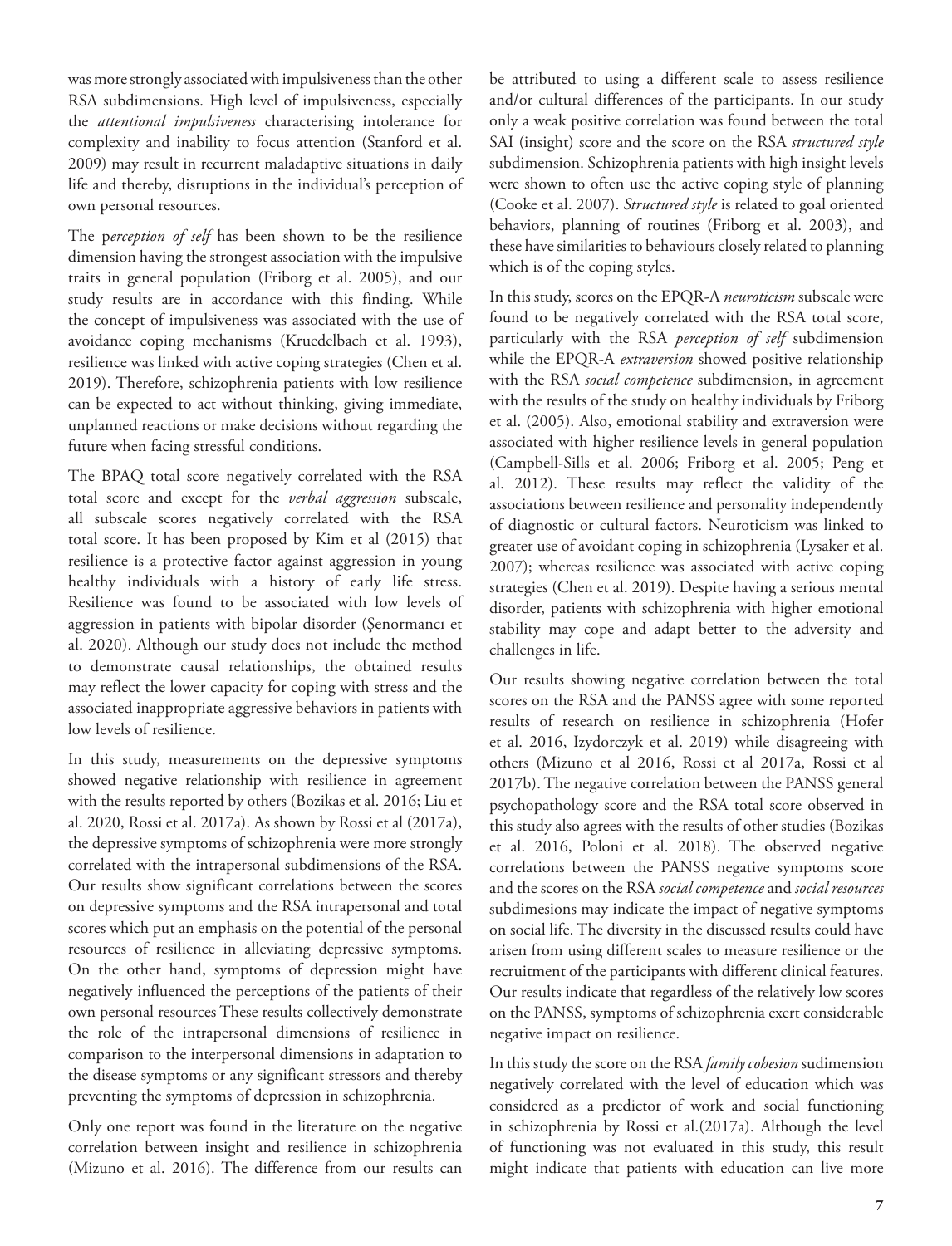was more strongly associated with impulsiveness than the other RSA subdimensions. High level of impulsiveness, especially the *attentional impulsiveness* characterising intolerance for complexity and inability to focus attention (Stanford et al. 2009) may result in recurrent maladaptive situations in daily life and thereby, disruptions in the individual's perception of own personal resources.

The p*erception of self* has been shown to be the resilience dimension having the strongest association with the impulsive traits in general population (Friborg et al. 2005), and our study results are in accordance with this finding. While the concept of impulsiveness was associated with the use of avoidance coping mechanisms (Kruedelbach et al. 1993), resilience was linked with active coping strategies (Chen et al. 2019). Therefore, schizophrenia patients with low resilience can be expected to act without thinking, giving immediate, unplanned reactions or make decisions without regarding the future when facing stressful conditions.

The BPAQ total score negatively correlated with the RSA total score and except for the *verbal aggression* subscale, all subscale scores negatively correlated with the RSA total score. It has been proposed by Kim et al (2015) that resilience is a protective factor against aggression in young healthy individuals with a history of early life stress. Resilience was found to be associated with low levels of aggression in patients with bipolar disorder (Şenormancı et al. 2020). Although our study does not include the method to demonstrate causal relationships, the obtained results may reflect the lower capacity for coping with stress and the associated inappropriate aggressive behaviors in patients with low levels of resilience.

In this study, measurements on the depressive symptoms showed negative relationship with resilience in agreement with the results reported by others (Bozikas et al. 2016; Liu et al. 2020, Rossi et al. 2017a). As shown by Rossi et al (2017a), the depressive symptoms of schizophrenia were more strongly correlated with the intrapersonal subdimensions of the RSA. Our results show significant correlations between the scores on depressive symptoms and the RSA intrapersonal and total scores which put an emphasis on the potential of the personal resources of resilience in alleviating depressive symptoms. On the other hand, symptoms of depression might have negatively influenced the perceptions of the patients of their own personal resources These results collectively demonstrate the role of the intrapersonal dimensions of resilience in comparison to the interpersonal dimensions in adaptation to the disease symptoms or any significant stressors and thereby preventing the symptoms of depression in schizophrenia.

Only one report was found in the literature on the negative correlation between insight and resilience in schizophrenia (Mizuno et al. 2016). The difference from our results can be attributed to using a different scale to assess resilience and/or cultural differences of the participants. In our study only a weak positive correlation was found between the total SAI (insight) score and the score on the RSA *structured style* subdimension. Schizophrenia patients with high insight levels were shown to often use the active coping style of planning (Cooke et al. 2007). *Structured style* is related to goal oriented behaviors, planning of routines (Friborg et al. 2003), and these have similarities to behaviours closely related to planning which is of the coping styles.

In this study, scores on the EPQR-A *neuroticism* subscale were found to be negatively correlated with the RSA total score, particularly with the RSA *perception of self* subdimension while the EPQR-A *extraversion* showed positive relationship with the RSA *social competence* subdimension, in agreement with the results of the study on healthy individuals by Friborg et al. (2005). Also, emotional stability and extraversion were associated with higher resilience levels in general population (Campbell-Sills et al. 2006; Friborg et al. 2005; Peng et al. 2012). These results may reflect the validity of the associations between resilience and personality independently of diagnostic or cultural factors. Neuroticism was linked to greater use of avoidant coping in schizophrenia (Lysaker et al. 2007); whereas resilience was associated with active coping strategies (Chen et al. 2019). Despite having a serious mental disorder, patients with schizophrenia with higher emotional stability may cope and adapt better to the adversity and challenges in life.

Our results showing negative correlation between the total scores on the RSA and the PANSS agree with some reported results of research on resilience in schizophrenia (Hofer et al. 2016, Izydorczyk et al. 2019) while disagreeing with others (Mizuno et al 2016, Rossi et al 2017a, Rossi et al 2017b). The negative correlation between the PANSS general psychopathology score and the RSA total score observed in this study also agrees with the results of other studies (Bozikas et al. 2016, Poloni et al. 2018). The observed negative correlations between the PANSS negative symptoms score and the scores on the RSA *social competence* and *social resources* subdimesions may indicate the impact of negative symptoms on social life. The diversity in the discussed results could have arisen from using different scales to measure resilience or the recruitment of the participants with different clinical features. Our results indicate that regardless of the relatively low scores on the PANSS, symptoms of schizophrenia exert considerable negative impact on resilience.

In this study the score on the RSA *family cohesion* sudimension negatively correlated with the level of education which was considered as a predictor of work and social functioning in schizophrenia by Rossi et al.(2017a). Although the level of functioning was not evaluated in this study, this result might indicate that patients with education can live more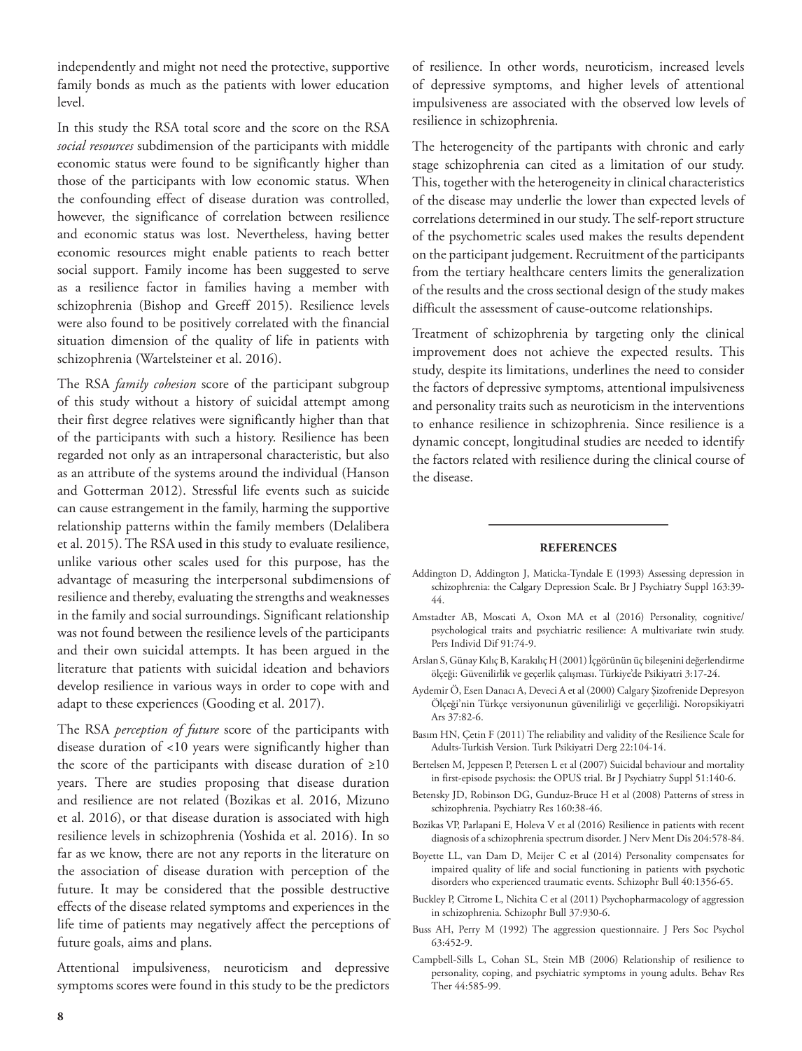independently and might not need the protective, supportive family bonds as much as the patients with lower education level.

In this study the RSA total score and the score on the RSA *social resources* subdimension of the participants with middle economic status were found to be significantly higher than those of the participants with low economic status. When the confounding effect of disease duration was controlled, however, the significance of correlation between resilience and economic status was lost. Nevertheless, having better economic resources might enable patients to reach better social support. Family income has been suggested to serve as a resilience factor in families having a member with schizophrenia (Bishop and Greeff 2015). Resilience levels were also found to be positively correlated with the financial situation dimension of the quality of life in patients with schizophrenia (Wartelsteiner et al. 2016).

The RSA *family cohesion* score of the participant subgroup of this study without a history of suicidal attempt among their first degree relatives were significantly higher than that of the participants with such a history. Resilience has been regarded not only as an intrapersonal characteristic, but also as an attribute of the systems around the individual (Hanson and Gotterman 2012). Stressful life events such as suicide can cause estrangement in the family, harming the supportive relationship patterns within the family members (Delalibera et al. 2015). The RSA used in this study to evaluate resilience, unlike various other scales used for this purpose, has the advantage of measuring the interpersonal subdimensions of resilience and thereby, evaluating the strengths and weaknesses in the family and social surroundings. Significant relationship was not found between the resilience levels of the participants and their own suicidal attempts. It has been argued in the literature that patients with suicidal ideation and behaviors develop resilience in various ways in order to cope with and adapt to these experiences (Gooding et al. 2017).

The RSA *perception of future* score of the participants with disease duration of <10 years were significantly higher than the score of the participants with disease duration of ≥10 years. There are studies proposing that disease duration and resilience are not related (Bozikas et al. 2016, Mizuno et al. 2016), or that disease duration is associated with high resilience levels in schizophrenia (Yoshida et al. 2016). In so far as we know, there are not any reports in the literature on the association of disease duration with perception of the future. It may be considered that the possible destructive effects of the disease related symptoms and experiences in the life time of patients may negatively affect the perceptions of future goals, aims and plans.

Attentional impulsiveness, neuroticism and depressive symptoms scores were found in this study to be the predictors of resilience. In other words, neuroticism, increased levels of depressive symptoms, and higher levels of attentional impulsiveness are associated with the observed low levels of resilience in schizophrenia.

The heterogeneity of the partipants with chronic and early stage schizophrenia can cited as a limitation of our study. This, together with the heterogeneity in clinical characteristics of the disease may underlie the lower than expected levels of correlations determined in our study. The self-report structure of the psychometric scales used makes the results dependent on the participant judgement. Recruitment of the participants from the tertiary healthcare centers limits the generalization of the results and the cross sectional design of the study makes difficult the assessment of cause-outcome relationships.

Treatment of schizophrenia by targeting only the clinical improvement does not achieve the expected results. This study, despite its limitations, underlines the need to consider the factors of depressive symptoms, attentional impulsiveness and personality traits such as neuroticism in the interventions to enhance resilience in schizophrenia. Since resilience is a dynamic concept, longitudinal studies are needed to identify the factors related with resilience during the clinical course of the disease.

## REFERENCES

Addington D, Addington J, Maticka-Tyndale E (1993) Assessing depression in schizophrenia: the Calgary Depression Scale. Br J Psychiatry Suppl 163:39-44.

Amstadter AB, Moscati A, Oxon MA et al (2016) Personality, cognitive/psychological traits and psychiatric resilience: A multivariate twin study. Pers Individ Dif 91:74-9.

Arslan S, Günay Kılıç B, Karakılıç H (2001) İçgörünün üç bileşenini değerlendirme ölçeği: Güvenilirlik ve geçerlik çalışması. Türkiye'de Psikiyatri 3:17-24.

Aydemir Ö, Esen Danacı A, Deveci A et al (2000) Calgary Şizofrenide Depresyon Ölçeği'nin Türkçe versiyonunun güvenilirliği ve geçerliliği. Noropsikiyatri Ars 37:82-6.

Basım HN, Çetin F (2011) The reliability and validity of the Resilience Scale for Adults-Turkish Version. Turk Psikiyatri Derg 22:104-14.

Bertelsen M, Jeppesen P, Petersen L et al (2007) Suicidal behaviour and mortality in first-episode psychosis: the OPUS trial. Br J Psychiatry Suppl 51:140-6.

Betensky JD, Robinson DG, Gunduz-Bruce H et al (2008) Patterns of stress in schizophrenia. Psychiatry Res 160:38-46.

Bozikas VP, Parlapani E, Holeva V et al (2016) Resilience in patients with recent diagnosis of a schizophrenia spectrum disorder. J Nerv Ment Dis 204:578-84.

Boyette LL, van Dam D, Meijer C et al (2014) Personality compensates for impaired quality of life and social functioning in patients with psychotic disorders who experienced traumatic events. Schizophr Bull 40:1356-65.

Buckley P, Citrome L, Nichita C et al (2011) Psychopharmacology of aggression in schizophrenia. Schizophr Bull 37:930-6.

Buss AH, Perry M (1992) The aggression questionnaire. J Pers Soc Psychol 63:452-9.

Campbell-Sills L, Cohan SL, Stein MB (2006) Relationship of resilience to personality, coping, and psychiatric symptoms in young adults. Behav Res Ther 44:585-99.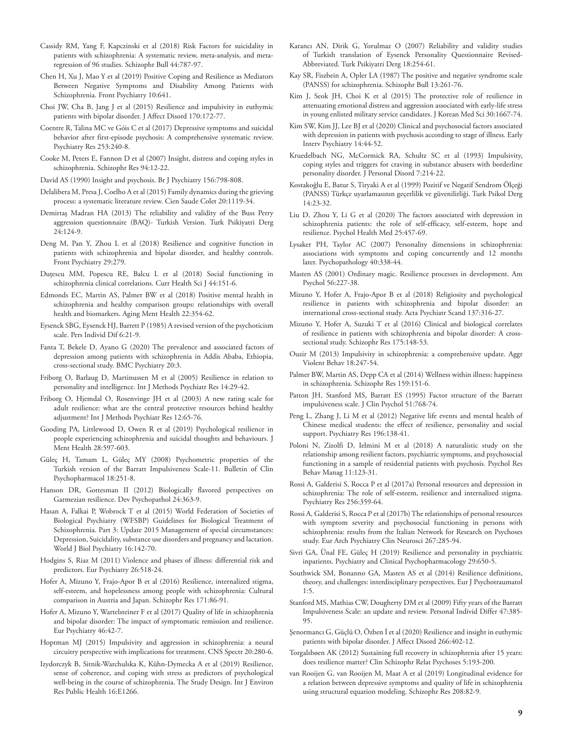Cassidy RM, Yang F, Kapczinski et al (2018) Risk Factors for suicidality in patients with schizophrenia: A systematic review, meta-analysis, and meta-regression of 96 studies. Schizophr Bull 44:787-97.

Chen H, Xu J, Mao Y et al (2019) Positive Coping and Resilience as Mediators Between Negative Symptoms and Disability Among Patients with Schizophrenia. Front Psychiatry 10:641.

Choi JW, Cha B, Jang J et al (2015) Resilience and impulsivity in euthymic patients with bipolar disorder. J Affect Disord 170:172-77.

Coentre R, Talina MC ve Góis C et al (2017) Depressive symptoms and suicidal behavior after first-episode psychosis: A comprehensive systematic review. Psychiatry Res 253:240-8.

Cooke M, Peters E, Fannon D et al (2007) Insight, distress and coping styles in schizophrenia. Schizophr Res 94:12-22.

David AS (1990) Insight and psychosis. Br J Psychiatry 156:798-808.

Delalibera M, Presa J, Coelho A et al (2015) Family dynamics during the grieving process: a systematic literature review. Cien Saude Colet 20:1119-34.

Demirtaş Madran HA (2013) The reliability and validity of the Buss Perry aggression questionnaire (BAQ)- Turkish Version. Turk Psikiyatri Derg 24:124-9.

Deng M, Pan Y, Zhou L et al (2018) Resilience and cognitive function in patients with schizophrenia and bipolar disorder, and healthy controls. Front Psychiatry 29:279.

Duțescu MM, Popescu RE, Balcu L et al (2018) Social functioning in schizophrenia clinical correlations. Curr Health Sci J 44:151-6.

Edmonds EC, Martin AS, Palmer BW et al (2018) Positive mental health in schizophrenia and healthy comparison groups: relationships with overall health and biomarkers. Aging Ment Health 22:354-62.

Eysenck SBG, Eysenck HJ, Barrett P (1985) A revised version of the psychoticism scale. Pers Individ Dif 6:21-9.

Fanta T, Bekele D, Ayano G (2020) The prevalence and associated factors of depression among patients with schizophrenia in Addis Ababa, Ethiopia, cross-sectional study. BMC Psychiatry 20:3.

Friborg O, Barlaug D, Martinussen M et al (2005) Resilience in relation to personality and intelligence. Int J Methods Psychiatr Res 14:29-42.

Friborg O, Hjemdal O, Rosenvinge JH et al (2003) A new rating scale for adult resilience: what are the central protective resources behind healthy adjustment? Int J Methods Psychiatr Res 12:65-76.

Gooding PA, Littlewood D, Owen R et al (2019) Psychological resilience in people experiencing schizophrenia and suicidal thoughts and behaviours. J Ment Health 28:597-603.

Güleç H, Tamam L, Güleç MY (2008) Psychometric properties of the Turkish version of the Barratt Impulsiveness Scale-11. Bulletin of Clin Psychopharmacol 18:251-8.

Hanson DR, Gottesman II (2012) Biologically flavored perspectives on Garmezian resilience. Dev Psychopathol 24:363-9.

Hasan A, Falkai P, Wobrock T et al (2015) World Federation of Societies of Biological Psychiatry (WFSBP) Guidelines for Biological Treatment of Schizophrenia. Part 3: Update 2015 Management of special circumstances: Depression, Suicidality, substance use disorders and pregnancy and lactation. World J Biol Psychiatry 16:142-70.

Hodgins S, Riaz M (2011) Violence and phases of illness: differential risk and predictors. Eur Psychiatry 26:518-24.

Hofer A, Mizuno Y, Frajo-Apor B et al (2016) Resilience, internalized stigma, self-esteem, and hopelessness among people with schizophrenia: Cultural comparison in Austria and Japan. Schizophr Res 171:86-91.

Hofer A, Mizuno Y, Wartelsteiner F et al (2017) Quality of life in schizophrenia and bipolar disorder: The impact of symptomatic remission and resilience. Eur Psychiatry 46:42-7.

Hoptman MJ (2015) Impulsivity and aggression in schizophrenia: a neural circuitry perspective with implications for treatment. CNS Spectr 20:280-6.

Izydorczyk B, Sitnik-Warchulska K, Kühn-Dymecka A et al (2019) Resilience, sense of coherence, and coping with stress as predictors of psychological well-being in the course of schizophrenia. The Study Design. Int J Environ Res Public Health 16:E1266.

Karancı AN, Dirik G, Yorulmaz O (2007) Reliability and validity studies of Turkish translation of Eysenck Personality Questionnaire Revised-Abbreviated. Turk Psikiyatri Derg 18:254-61.

Kay SR, Fiszbein A, Opler LA (1987) The positive and negative syndrome scale (PANSS) for schizophrenia. Schizophr Bull 13:261-76.

Kim J, Seok JH, Choi K et al (2015) The protective role of resilience in attenuating emotional distress and aggression associated with early-life stress in young enlisted military service candidates. J Korean Med Sci 30:1667-74.

Kim SW, Kim JJ, Lee BJ et al (2020) Clinical and psychosocial factors associated with depression in patients with psychosis according to stage of illness. Early Interv Psychiatry 14:44-52.

Kruedelbach NG, McCormick RA, Schultz SC et al (1993) Impulsivity, coping styles and triggers for craving in substance abusers with borderline personality disorder. J Personal Disord 7:214-22.

Kostakoğlu E, Batur S, Tiryaki A et al (1999) Pozitif ve Negatif Sendrom Ölçeği (PANSS) Türkçe uyarlamasının geçerlilik ve güvenilirliği. Turk Psikol Derg 14:23-32.

Liu D, Zhou Y, Li G et al (2020) The factors associated with depression in schizophrenia patients: the role of self-efficacy, self-esteem, hope and resilience. Psychol Health Med 25:457-69.

Lysaker PH, Taylor AC (2007) Personality dimensions in schizophrenia: associations with symptoms and coping concurrently and 12 months later. Psychopathology 40:338-44.

Masten AS (2001) Ordinary magic. Resilience processes in development. Am Psychol 56:227-38.

Mizuno Y, Hofer A, Frajo-Apor B et al (2018) Religiosity and psychological resilience in patients with schizophrenia and bipolar disorder: an international cross-sectional study. Acta Psychiatr Scand 137:316-27.

Mizuno Y, Hofer A, Suzuki T et al (2016) Clinical and biological correlates of resilience in patients with schizophrenia and bipolar disorder: A cross-sectional study. Schizophr Res 175:148-53.

Ouzir M (2013) Impulsivity in schizophrenia: a comprehensive update. Aggr Violent Behav 18:247-54.

Palmer BW, Martin AS, Depp CA et al (2014) Wellness within illness: happiness in schizophrenia. Schizophr Res 159:151-6.

Patton JH, Stanford MS, Barratt ES (1995) Factor structure of the Barratt impulsiveness scale. J Clin Psychol 51:768-74.

Peng L, Zhang J, Li M et al (2012) Negative life events and mental health of Chinese medical students: the effect of resilience, personality and social support. Psychiatry Res 196:138-41.

Poloni N, Zizolfi D, Ielmini M et al (2018) A naturalistic study on the relationship among resilient factors, psychiatric symptoms, and psychosocial functioning in a sample of residential patients with psychosis. Psychol Res Behav Manag 11:123-31.

Rossi A, Galderisi S, Rocca P et al (2017a) Personal resources and depression in schizophrenia: The role of self-esteem, resilience and internalized stigma. Psychiatry Res 256:359-64.

Rossi A, Galderisi S, Rocca P et al (2017b) The relationships of personal resources with symptom severity and psychosocial functioning in persons with schizophrenia: results from the Italian Network for Research on Psychoses study. Eur Arch Psychiatry Clin Neurosci 267:285-94.

Sivri GA, Ünal FE, Güleç H (2019) Resilience and personality in psychiatric inpatients. Psychiatry and Clinical Psychopharmacology 29:650-5.

Southwick SM, Bonanno GA, Masten AS et al (2014) Resilience definitions, theory, and challenges: interdisciplinary perspectives. Eur J Psychotraumatol 1:5.

Stanford MS, Mathias CW, Dougherty DM et al (2009) Fifty years of the Barratt Impulsiveness Scale: an update and review. Personal Individ Differ 47:385-95.

Şenormancı G, Güçlü O, Özben İ et al (2020) Resilience and insight in euthymic patients with bipolar disorder. J Affect Disord 266:402-12.

Torgalsbøen AK (2012) Sustaining full recovery in schizophrenia after 15 years: does resilience matter? Clin Schizophr Relat Psychoses 5:193-200.

van Rooijen G, van Rooijen M, Maat A et al (2019) Longitudinal evidence for a relation between depressive symptoms and quality of life in schizophrenia using structural equation modeling. Schizophr Res 208:82-9.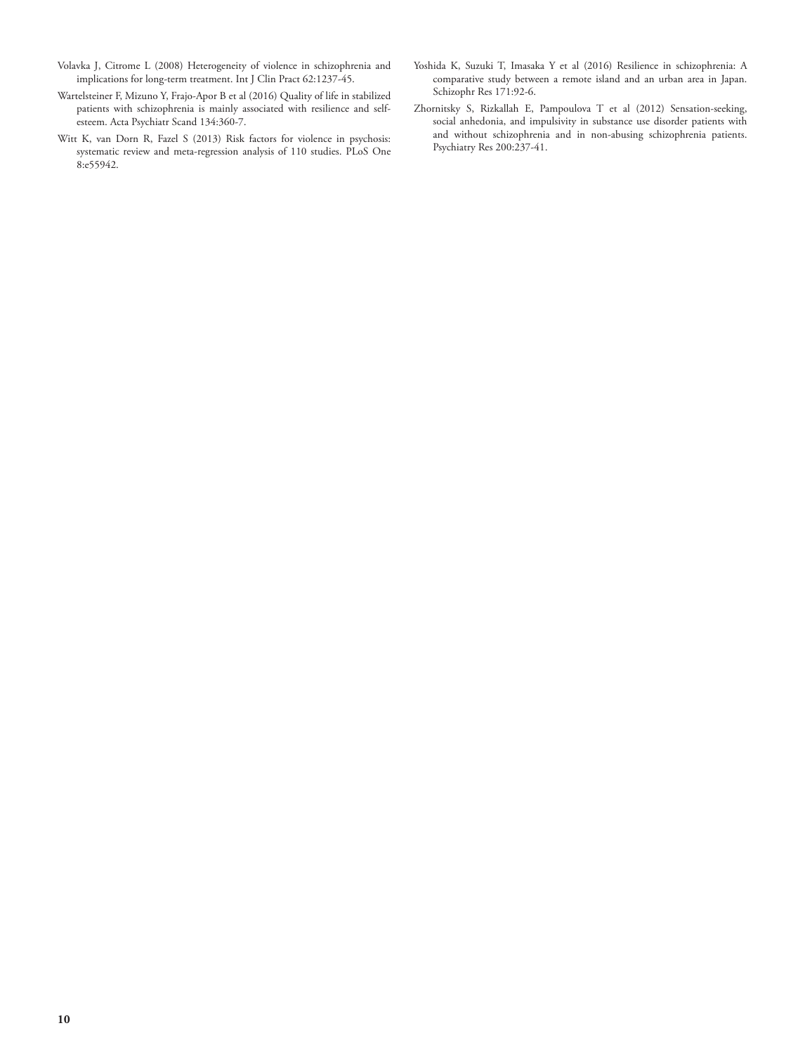Volavka J, Citrome L (2008) Heterogeneity of violence in schizophrenia and implications for long-term treatment. Int J Clin Pract 62:1237-45.

Wartelsteiner F, Mizuno Y, Frajo-Apor B et al (2016) Quality of life in stabilized patients with schizophrenia is mainly associated with resilience and self-esteem. Acta Psychiatr Scand 134:360-7.

Witt K, van Dorn R, Fazel S (2013) Risk factors for violence in psychosis: systematic review and meta-regression analysis of 110 studies. PLoS One 8:e55942.

Yoshida K, Suzuki T, Imasaka Y et al (2016) Resilience in schizophrenia: A comparative study between a remote island and an urban area in Japan. Schizophr Res 171:92-6.

Zhornitsky S, Rizkallah E, Pampoulova T et al (2012) Sensation-seeking, social anhedonia, and impulsivity in substance use disorder patients with and without schizophrenia and in non-abusing schizophrenia patients. Psychiatry Res 200:237-41.